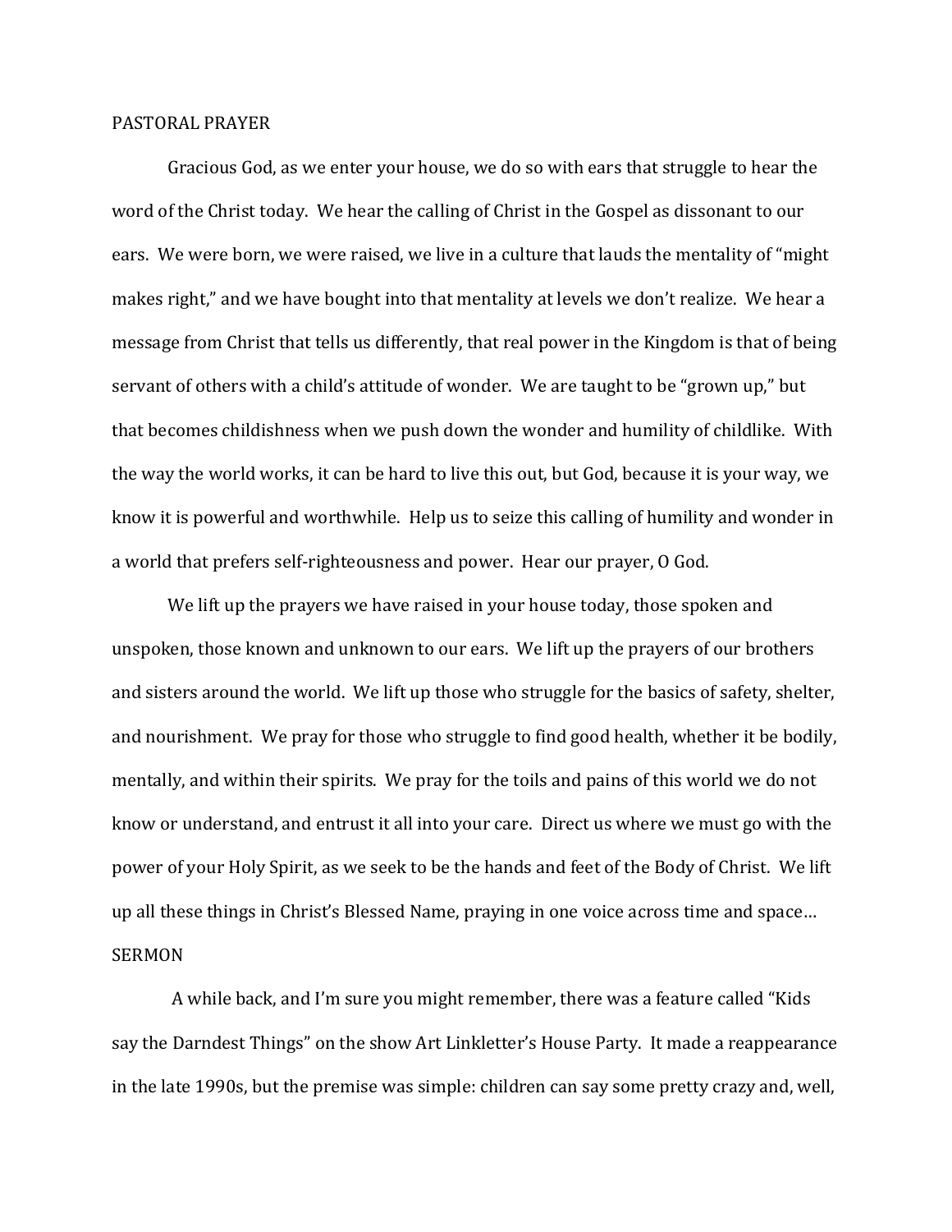PASTORAL PRAYER

Gracious God, as we enter your house, we do so with ears that struggle to hear the word of the Christ today. We hear the calling of Christ in the Gospel as dissonant to our ears. We were born, we were raised, we live in a culture that lauds the mentality of "might makes right," and we have bought into that mentality at levels we don't realize. We hear a message from Christ that tells us differently, that real power in the Kingdom is that of being servant of others with a child's attitude of wonder. We are taught to be "grown up," but that becomes childishness when we push down the wonder and humility of childlike. With the way the world works, it can be hard to live this out, but God, because it is your way, we know it is powerful and worthwhile. Help us to seize this calling of humility and wonder in a world that prefers self-righteousness and power. Hear our prayer, O God.

We lift up the prayers we have raised in your house today, those spoken and unspoken, those known and unknown to our ears. We lift up the prayers of our brothers and sisters around the world. We lift up those who struggle for the basics of safety, shelter, and nourishment. We pray for those who struggle to find good health, whether it be bodily, mentally, and within their spirits. We pray for the toils and pains of this world we do not know or understand, and entrust it all into your care. Direct us where we must go with the power of your Holy Spirit, as we seek to be the hands and feet of the Body of Christ. We lift up all these things in Christ's Blessed Name, praying in one voice across time and space…

SERMON

A while back, and I'm sure you might remember, there was a feature called "Kids say the Darndest Things" on the show Art Linkletter's House Party. It made a reappearance in the late 1990s, but the premise was simple: children can say some pretty crazy and, well,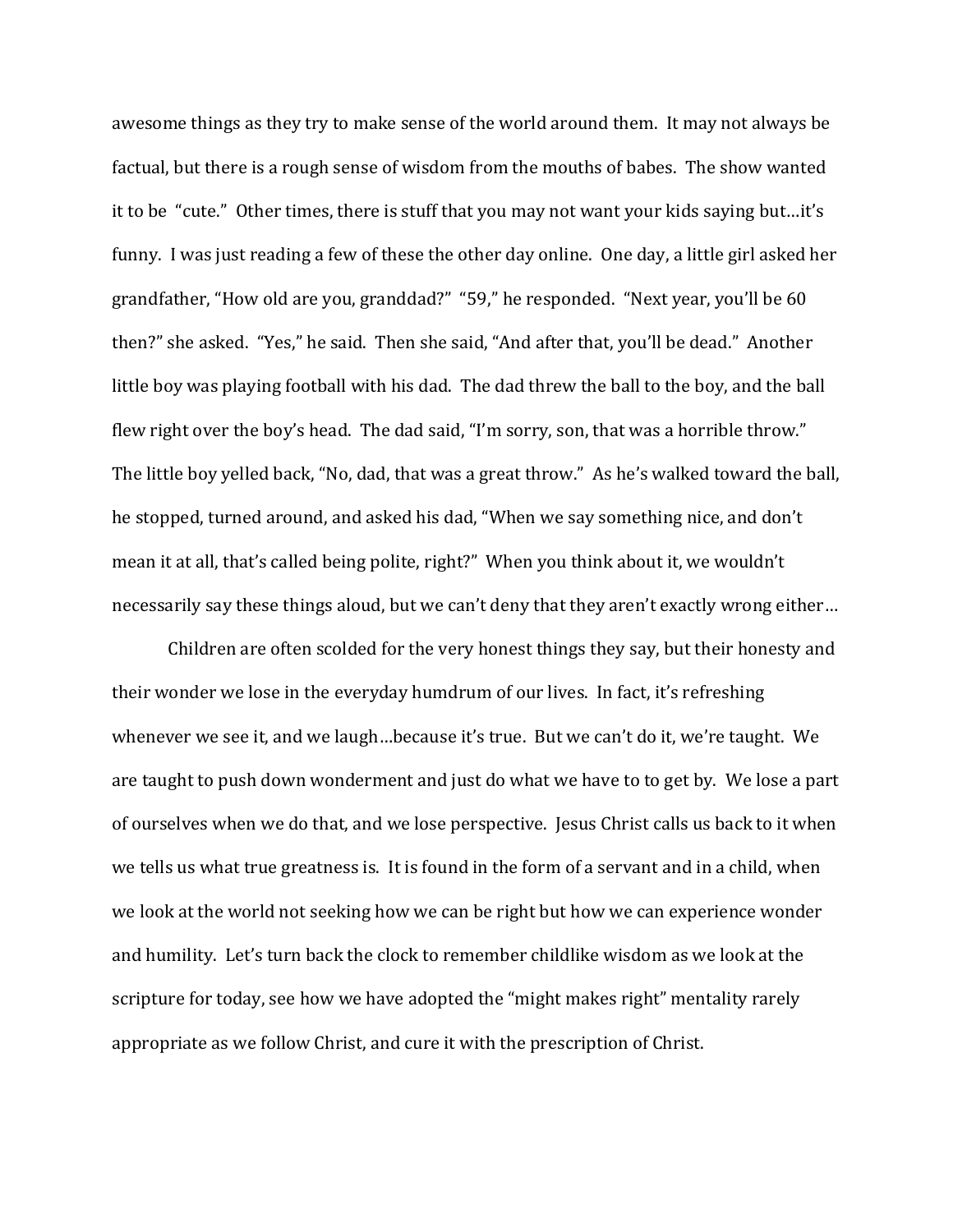awesome things as they try to make sense of the world around them. It may not always be factual, but there is a rough sense of wisdom from the mouths of babes. The show wanted it to be "cute." Other times, there is stuff that you may not want your kids saying but…it's funny. I was just reading a few of these the other day online. One day, a little girl asked her grandfather, "How old are you, granddad?" "59," he responded. "Next year, you'll be 60 then?" she asked. "Yes," he said. Then she said, "And after that, you'll be dead." Another little boy was playing football with his dad. The dad threw the ball to the boy, and the ball flew right over the boy's head. The dad said, "I'm sorry, son, that was a horrible throw." The little boy yelled back, "No, dad, that was a great throw." As he's walked toward the ball, he stopped, turned around, and asked his dad, "When we say something nice, and don't mean it at all, that's called being polite, right?" When you think about it, we wouldn't necessarily say these things aloud, but we can't deny that they aren't exactly wrong either…

Children are often scolded for the very honest things they say, but their honesty and their wonder we lose in the everyday humdrum of our lives. In fact, it's refreshing whenever we see it, and we laugh…because it's true. But we can't do it, we're taught. We are taught to push down wonderment and just do what we have to to get by. We lose a part of ourselves when we do that, and we lose perspective. Jesus Christ calls us back to it when we tells us what true greatness is. It is found in the form of a servant and in a child, when we look at the world not seeking how we can be right but how we can experience wonder and humility. Let's turn back the clock to remember childlike wisdom as we look at the scripture for today, see how we have adopted the "might makes right" mentality rarely appropriate as we follow Christ, and cure it with the prescription of Christ.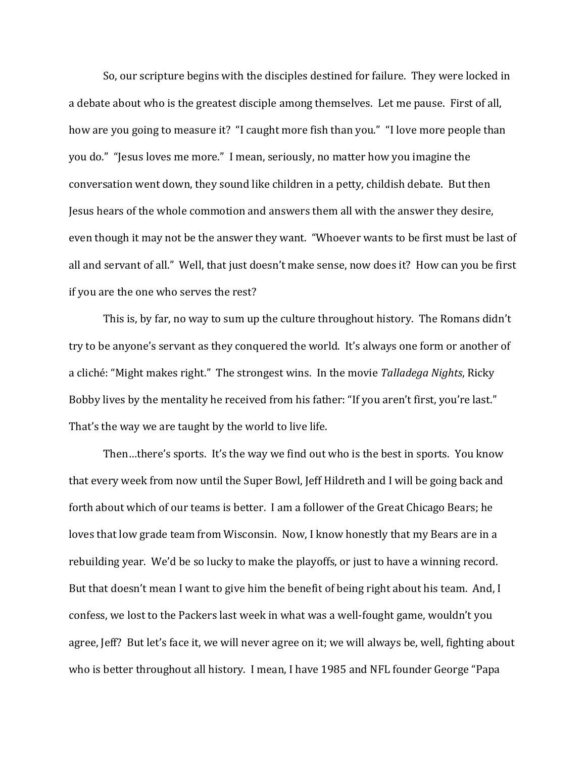So, our scripture begins with the disciples destined for failure. They were locked in a debate about who is the greatest disciple among themselves. Let me pause. First of all, how are you going to measure it? "I caught more fish than you." "I love more people than you do." "Jesus loves me more." I mean, seriously, no matter how you imagine the conversation went down, they sound like children in a petty, childish debate. But then Jesus hears of the whole commotion and answers them all with the answer they desire, even though it may not be the answer they want. "Whoever wants to be first must be last of all and servant of all." Well, that just doesn't make sense, now does it? How can you be first if you are the one who serves the rest?

This is, by far, no way to sum up the culture throughout history. The Romans didn't try to be anyone's servant as they conquered the world. It's always one form or another of a cliché: "Might makes right." The strongest wins. In the movie *Talladega Nights*, Ricky Bobby lives by the mentality he received from his father: "If you aren't first, you're last." That's the way we are taught by the world to live life.

Then…there's sports. It's the way we find out who is the best in sports. You know that every week from now until the Super Bowl, Jeff Hildreth and I will be going back and forth about which of our teams is better. I am a follower of the Great Chicago Bears; he loves that low grade team from Wisconsin. Now, I know honestly that my Bears are in a rebuilding year. We'd be so lucky to make the playoffs, or just to have a winning record. But that doesn't mean I want to give him the benefit of being right about his team. And, I confess, we lost to the Packers last week in what was a well-fought game, wouldn't you agree, Jeff? But let's face it, we will never agree on it; we will always be, well, fighting about who is better throughout all history. I mean, I have 1985 and NFL founder George "Papa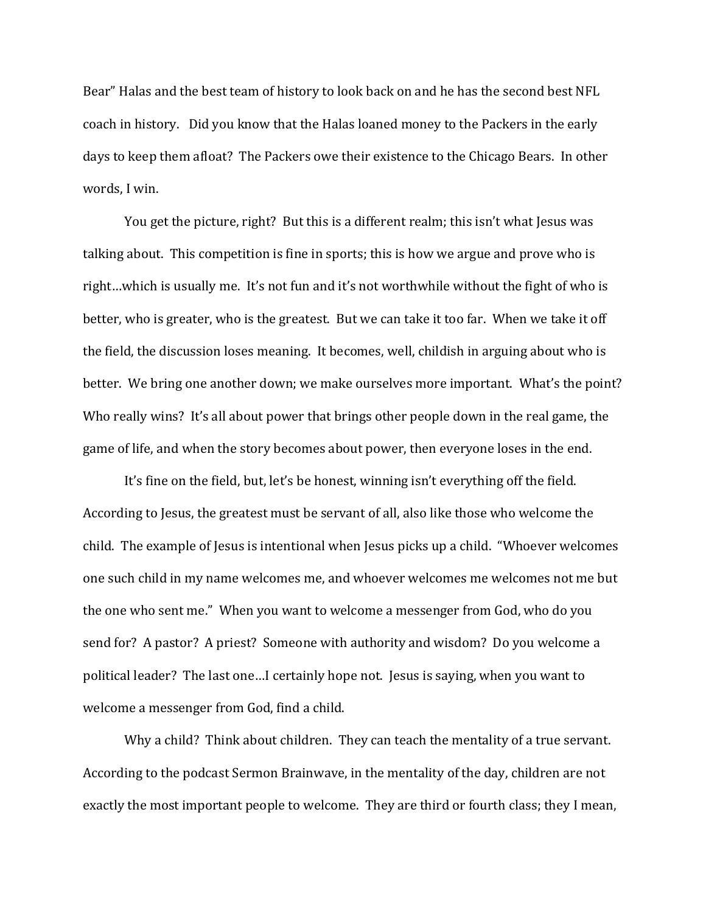Bear" Halas and the best team of history to look back on and he has the second best NFL coach in history. Did you know that the Halas loaned money to the Packers in the early days to keep them afloat? The Packers owe their existence to the Chicago Bears. In other words, I win.

You get the picture, right? But this is a different realm; this isn't what Jesus was talking about. This competition is fine in sports; this is how we argue and prove who is right…which is usually me. It's not fun and it's not worthwhile without the fight of who is better, who is greater, who is the greatest. But we can take it too far. When we take it off the field, the discussion loses meaning. It becomes, well, childish in arguing about who is better. We bring one another down; we make ourselves more important. What's the point? Who really wins? It's all about power that brings other people down in the real game, the game of life, and when the story becomes about power, then everyone loses in the end.

It's fine on the field, but, let's be honest, winning isn't everything off the field. According to Jesus, the greatest must be servant of all, also like those who welcome the child. The example of Jesus is intentional when Jesus picks up a child. "Whoever welcomes one such child in my name welcomes me, and whoever welcomes me welcomes not me but the one who sent me." When you want to welcome a messenger from God, who do you send for? A pastor? A priest? Someone with authority and wisdom? Do you welcome a political leader? The last one…I certainly hope not. Jesus is saying, when you want to welcome a messenger from God, find a child.

Why a child? Think about children. They can teach the mentality of a true servant. According to the podcast Sermon Brainwave, in the mentality of the day, children are not exactly the most important people to welcome. They are third or fourth class; they I mean,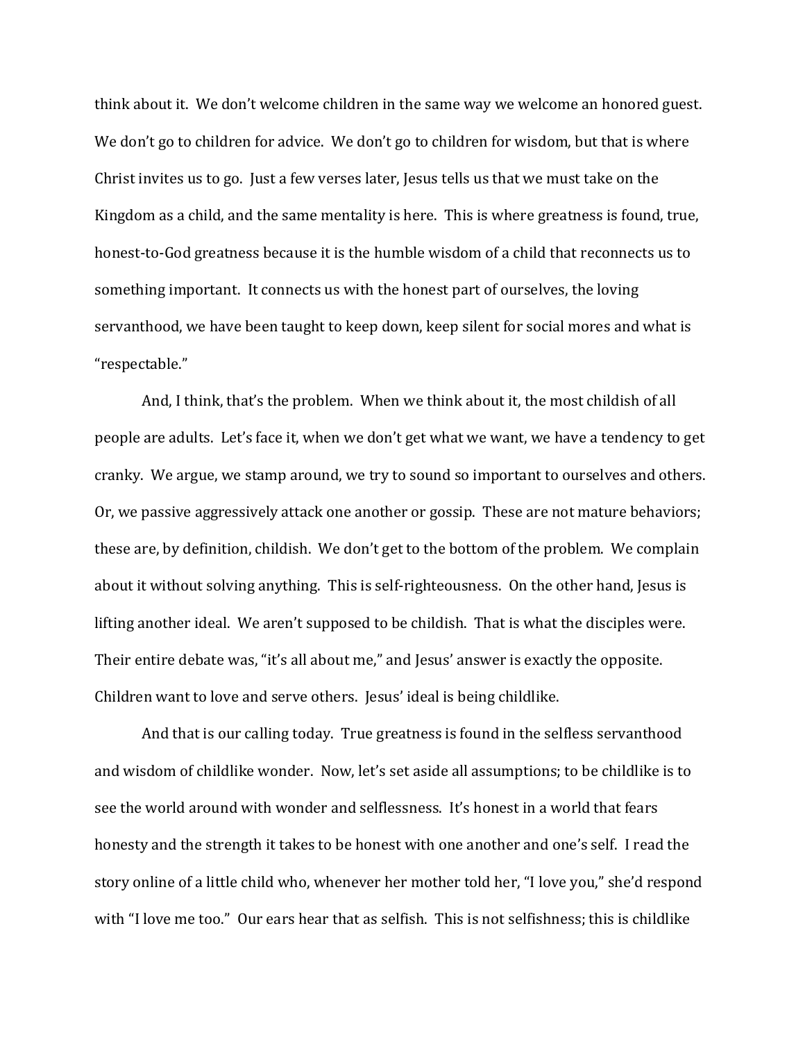think about it. We don't welcome children in the same way we welcome an honored guest. We don't go to children for advice. We don't go to children for wisdom, but that is where Christ invites us to go. Just a few verses later, Jesus tells us that we must take on the Kingdom as a child, and the same mentality is here. This is where greatness is found, true, honest-to-God greatness because it is the humble wisdom of a child that reconnects us to something important. It connects us with the honest part of ourselves, the loving servanthood, we have been taught to keep down, keep silent for social mores and what is "respectable."

And, I think, that's the problem. When we think about it, the most childish of all people are adults. Let's face it, when we don't get what we want, we have a tendency to get cranky. We argue, we stamp around, we try to sound so important to ourselves and others. Or, we passive aggressively attack one another or gossip. These are not mature behaviors; these are, by definition, childish. We don't get to the bottom of the problem. We complain about it without solving anything. This is self-righteousness. On the other hand, Jesus is lifting another ideal. We aren't supposed to be childish. That is what the disciples were. Their entire debate was, "it's all about me," and Jesus' answer is exactly the opposite. Children want to love and serve others. Jesus' ideal is being childlike.

And that is our calling today. True greatness is found in the selfless servanthood and wisdom of childlike wonder. Now, let's set aside all assumptions; to be childlike is to see the world around with wonder and selflessness. It's honest in a world that fears honesty and the strength it takes to be honest with one another and one's self. I read the story online of a little child who, whenever her mother told her, "I love you," she'd respond with "I love me too." Our ears hear that as selfish. This is not selfishness; this is childlike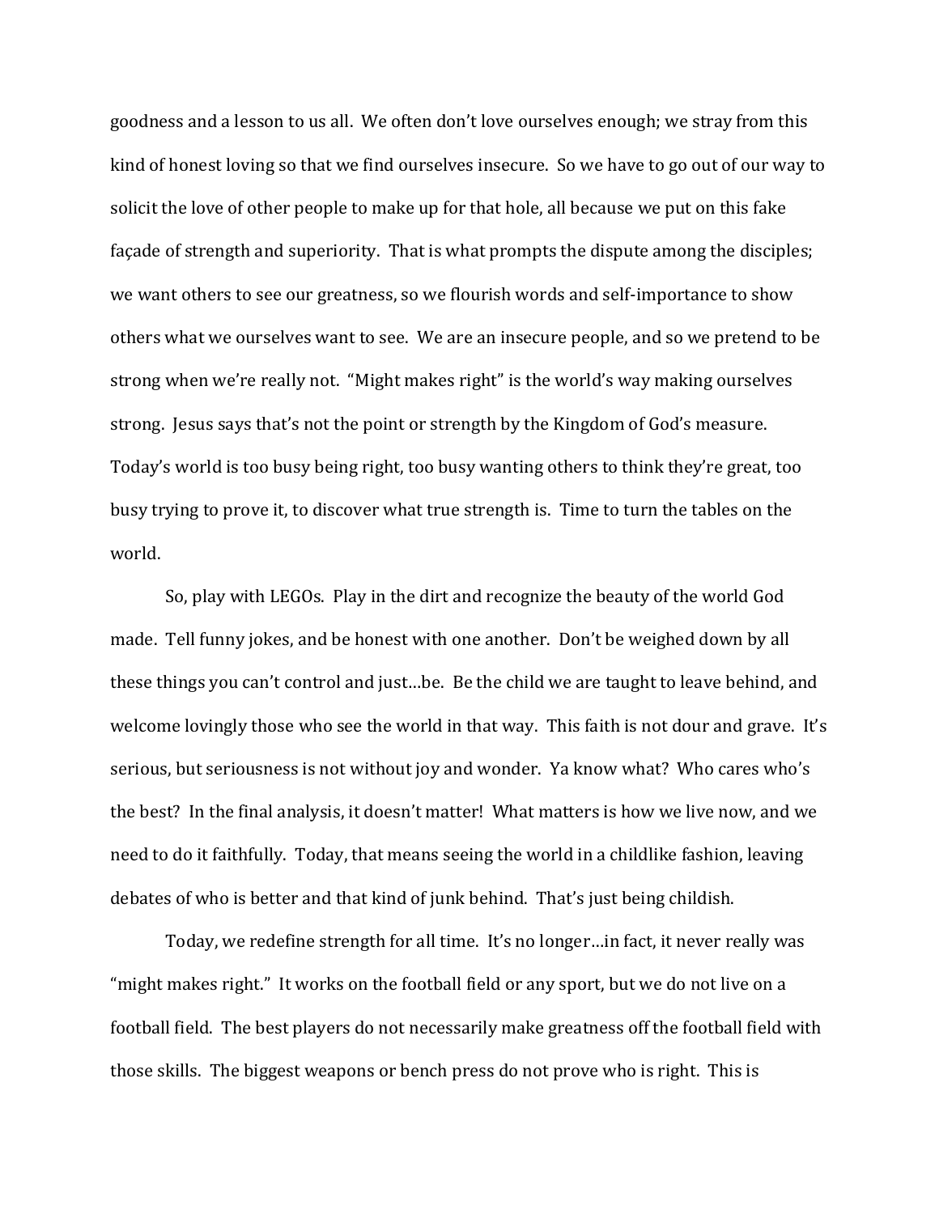goodness and a lesson to us all. We often don't love ourselves enough; we stray from this kind of honest loving so that we find ourselves insecure. So we have to go out of our way to solicit the love of other people to make up for that hole, all because we put on this fake façade of strength and superiority. That is what prompts the dispute among the disciples; we want others to see our greatness, so we flourish words and self-importance to show others what we ourselves want to see. We are an insecure people, and so we pretend to be strong when we're really not. "Might makes right" is the world's way making ourselves strong. Jesus says that's not the point or strength by the Kingdom of God's measure. Today's world is too busy being right, too busy wanting others to think they're great, too busy trying to prove it, to discover what true strength is. Time to turn the tables on the world.

So, play with LEGOs. Play in the dirt and recognize the beauty of the world God made. Tell funny jokes, and be honest with one another. Don't be weighed down by all these things you can't control and just…be. Be the child we are taught to leave behind, and welcome lovingly those who see the world in that way. This faith is not dour and grave. It's serious, but seriousness is not without joy and wonder. Ya know what? Who cares who's the best? In the final analysis, it doesn't matter! What matters is how we live now, and we need to do it faithfully. Today, that means seeing the world in a childlike fashion, leaving debates of who is better and that kind of junk behind. That's just being childish.

Today, we redefine strength for all time. It's no longer…in fact, it never really was "might makes right." It works on the football field or any sport, but we do not live on a football field. The best players do not necessarily make greatness off the football field with those skills. The biggest weapons or bench press do not prove who is right. This is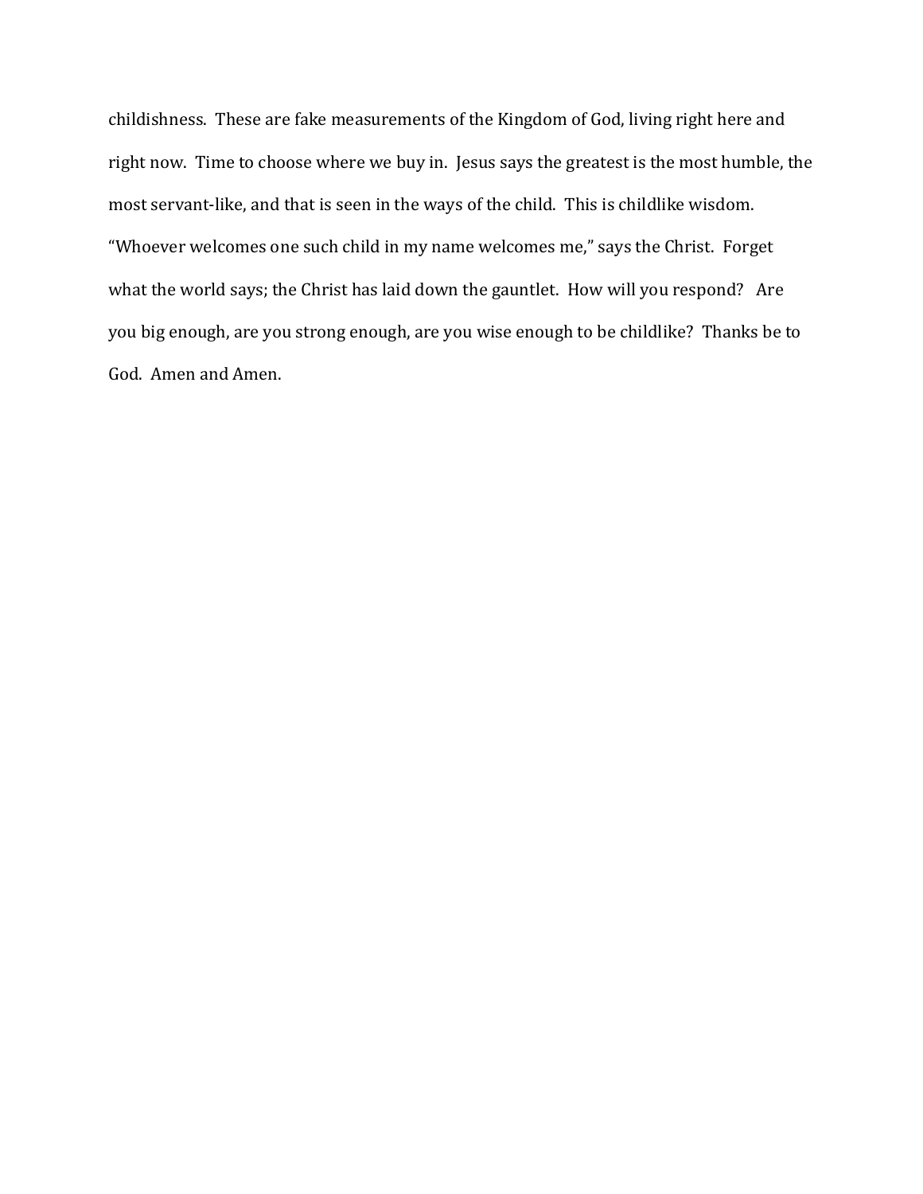childishness. These are fake measurements of the Kingdom of God, living right here and right now. Time to choose where we buy in. Jesus says the greatest is the most humble, the most servant-like, and that is seen in the ways of the child. This is childlike wisdom. "Whoever welcomes one such child in my name welcomes me," says the Christ. Forget what the world says; the Christ has laid down the gauntlet. How will you respond? Are you big enough, are you strong enough, are you wise enough to be childlike? Thanks be to God. Amen and Amen.